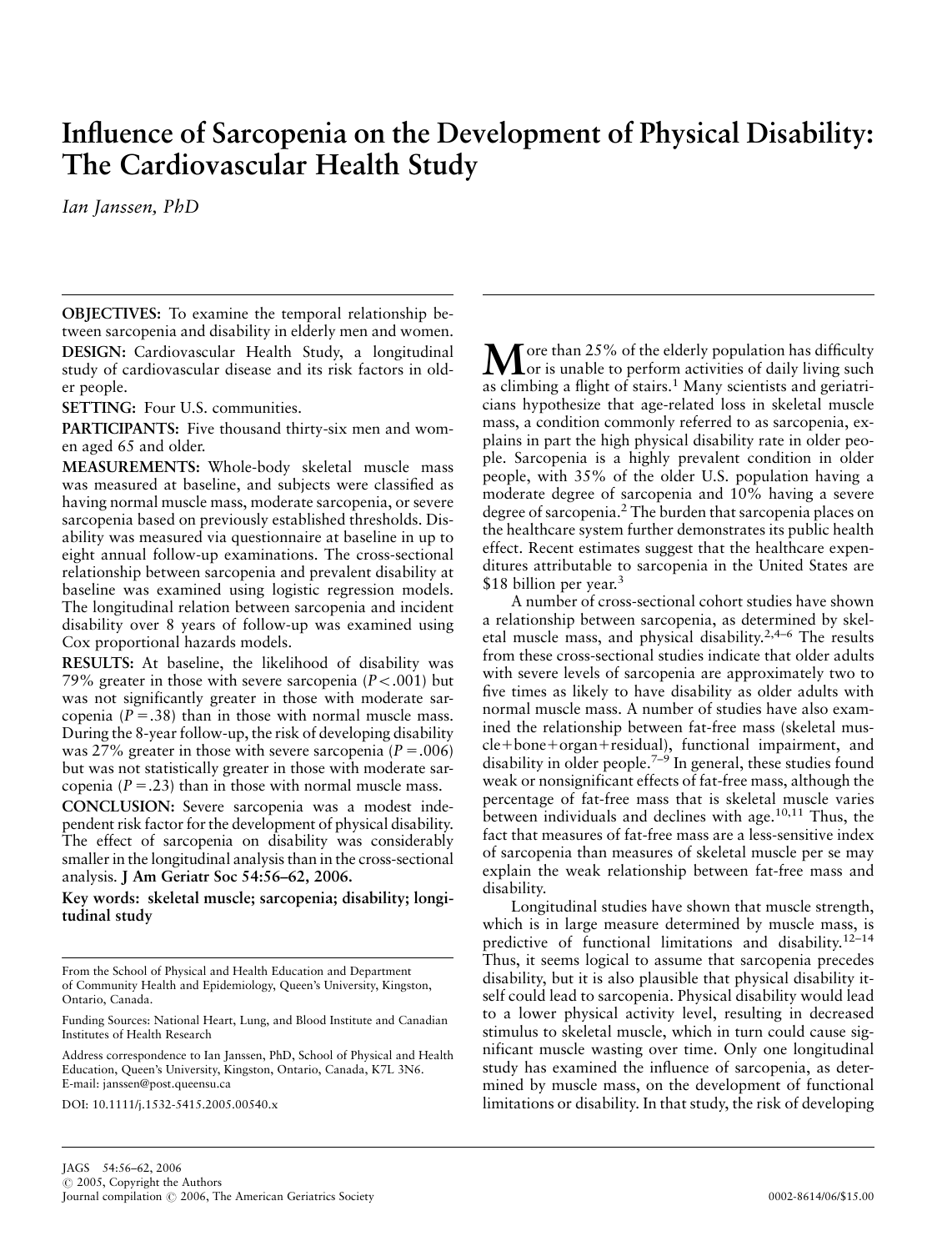# Influence of Sarcopenia on the Development of Physical Disability: The Cardiovascular Health Study

*Ian Janssen, PhD*

**OBJECTIVES:** To examine the temporal relationship between sarcopenia and disability in elderly men and women.

**DESIGN:** Cardiovascular Health Study, a longitudinal study of cardiovascular disease and its risk factors in older people.

**SETTING:** Four U.S. communities.

**PARTICIPANTS:** Five thousand thirty-six men and women aged 65 and older.

**MEASUREMENTS:** Whole-body skeletal muscle mass was measured at baseline, and subjects were classified as having normal muscle mass, moderate sarcopenia, or severe sarcopenia based on previously established thresholds. Disability was measured via questionnaire at baseline in up to eight annual follow-up examinations. The cross-sectional relationship between sarcopenia and prevalent disability at baseline was examined using logistic regression models. The longitudinal relation between sarcopenia and incident disability over 8 years of follow-up was examined using Cox proportional hazards models.

**RESULTS:** At baseline, the likelihood of disability was 79% greater in those with severe sarcopenia ($P < .001$) but was not significantly greater in those with moderate sarcopenia ($P = .38$) than in those with normal muscle mass. During the 8-year follow-up, the risk of developing disability was 27% greater in those with severe sarcopenia ($P = .006$) but was not statistically greater in those with moderate sarcopenia ($P = .23$) than in those with normal muscle mass.

**CONCLUSION:** Severe sarcopenia was a modest independent risk factor for the development of physical disability. The effect of sarcopenia on disability was considerably smaller in the longitudinal analysis than in the cross-sectional analysis. **J Am Geriatr Soc 54:56–62, 2006.**

**Key words: skeletal muscle; sarcopenia; disability; longitudinal study**

From the School of Physical and Health Education and Department of Community Health and Epidemiology, Queen's University, Kingston, Ontario, Canada.

Funding Sources: National Heart, Lung, and Blood Institute and Canadian Institutes of Health Research

Address correspondence to Ian Janssen, PhD, School of Physical and Health Education, Queen's University, Kingston, Ontario, Canada, K7L 3N6. E-mail: janssen@post.queensu.ca

DOI: 10.1111/j.1532-5415.2005.00540.x

More than 25% of the elderly population has difficulty or is unable to perform activities of daily living such as climbing a flight of stairs.[1] Many scientists and geriatricians hypothesize that age-related loss in skeletal muscle mass, a condition commonly referred to as sarcopenia, explains in part the high physical disability rate in older people. Sarcopenia is a highly prevalent condition in older people, with 35% of the older U.S. population having a moderate degree of sarcopenia and 10% having a severe degree of sarcopenia.[2] The burden that sarcopenia places on the healthcare system further demonstrates its public health effect. Recent estimates suggest that the healthcare expenditures attributable to sarcopenia in the United States are \$18 billion per year.[3]

A number of cross-sectional cohort studies have shown a relationship between sarcopenia, as determined by skeletal muscle mass, and physical disability.[2,4–6] The results from these cross-sectional studies indicate that older adults with severe levels of sarcopenia are approximately two to five times as likely to have disability as older adults with normal muscle mass. A number of studies have also examined the relationship between fat-free mass (skeletal muscle+bone+organ+residual), functional impairment, and disability in older people.[7–9] In general, these studies found weak or nonsignificant effects of fat-free mass, although the percentage of fat-free mass that is skeletal muscle varies between individuals and declines with age.[10,11] Thus, the fact that measures of fat-free mass are a less-sensitive index of sarcopenia than measures of skeletal muscle per se may explain the weak relationship between fat-free mass and disability.

Longitudinal studies have shown that muscle strength, which is in large measure determined by muscle mass, is predictive of functional limitations and disability.[12–14] Thus, it seems logical to assume that sarcopenia precedes disability, but it is also plausible that physical disability itself could lead to sarcopenia. Physical disability would lead to a lower physical activity level, resulting in decreased stimulus to skeletal muscle, which in turn could cause significant muscle wasting over time. Only one longitudinal study has examined the influence of sarcopenia, as determined by muscle mass, on the development of functional limitations or disability. In that study, the risk of developing

JAGS 54:56–62, 2006
© 2005, Copyright the Authors
Journal compilation © 2006, The American Geriatrics Society
0002-8614/06/\$15.00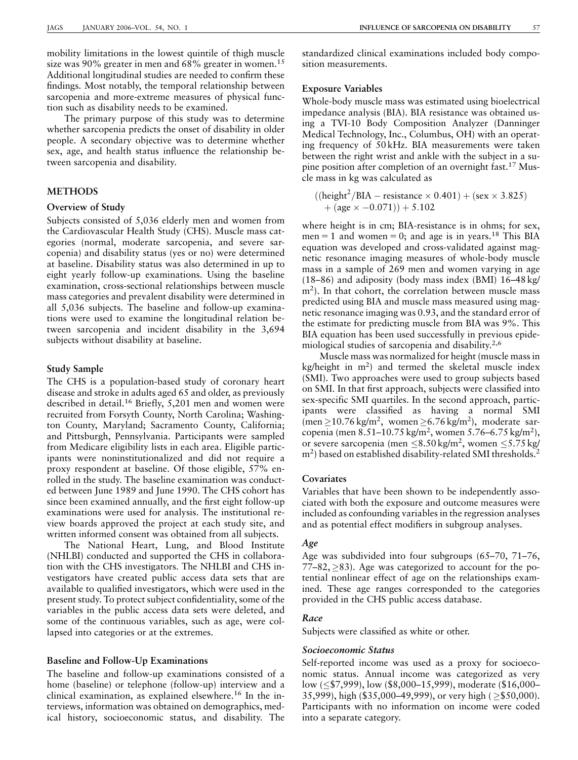mobility limitations in the lowest quintile of thigh muscle size was 90% greater in men and 68% greater in women.[15] Additional longitudinal studies are needed to confirm these findings. Most notably, the temporal relationship between sarcopenia and more-extreme measures of physical function such as disability needs to be examined.

The primary purpose of this study was to determine whether sarcopenia predicts the onset of disability in older people. A secondary objective was to determine whether sex, age, and health status influence the relationship between sarcopenia and disability.

## METHODS

### Overview of Study

Subjects consisted of 5,036 elderly men and women from the Cardiovascular Health Study (CHS). Muscle mass categories (normal, moderate sarcopenia, and severe sarcopenia) and disability status (yes or no) were determined at baseline. Disability status was also determined in up to eight yearly follow-up examinations. Using the baseline examination, cross-sectional relationships between muscle mass categories and prevalent disability were determined in all 5,036 subjects. The baseline and follow-up examinations were used to examine the longitudinal relation between sarcopenia and incident disability in the 3,694 subjects without disability at baseline.

### Study Sample

The CHS is a population-based study of coronary heart disease and stroke in adults aged 65 and older, as previously described in detail.[16] Briefly, 5,201 men and women were recruited from Forsyth County, North Carolina; Washington County, Maryland; Sacramento County, California; and Pittsburgh, Pennsylvania. Participants were sampled from Medicare eligibility lists in each area. Eligible participants were noninstitutionalized and did not require a proxy respondent at baseline. Of those eligible, 57% enrolled in the study. The baseline examination was conducted between June 1989 and June 1990. The CHS cohort has since been examined annually, and the first eight follow-up examinations were used for analysis. The institutional review boards approved the project at each study site, and written informed consent was obtained from all subjects.

The National Heart, Lung, and Blood Institute (NHLBI) conducted and supported the CHS in collaboration with the CHS investigators. The NHLBI and CHS investigators have created public access data sets that are available to qualified investigators, which were used in the present study. To protect subject confidentiality, some of the variables in the public access data sets were deleted, and some of the continuous variables, such as age, were collapsed into categories or at the extremes.

### Baseline and Follow-Up Examinations

The baseline and follow-up examinations consisted of a home (baseline) or telephone (follow-up) interview and a clinical examination, as explained elsewhere.[16] In the interviews, information was obtained on demographics, medical history, socioeconomic status, and disability. The standardized clinical examinations included body composition measurements.

### Exposure Variables

Whole-body muscle mass was estimated using bioelectrical impedance analysis (BIA). BIA resistance was obtained using a TVI-10 Body Composition Analyzer (Danninger Medical Technology, Inc., Columbus, OH) with an operating frequency of 50 kHz. BIA measurements were taken between the right wrist and ankle with the subject in a supine position after completion of an overnight fast.[17] Muscle mass in kg was calculated as

$$((\text{height}^2/\text{BIA} - \text{resistance} \times 0.401) + (\text{sex} \times 3.825) + (\text{age} \times -0.071)) + 5.102$$

where height is in cm; BIA-resistance is in ohms; for sex, men = 1 and women = 0; and age is in years.[18] This BIA equation was developed and cross-validated against magnetic resonance imaging measures of whole-body muscle mass in a sample of 269 men and women varying in age (18–86) and adiposity (body mass index (BMI) 16–48 kg/m$^2$). In that cohort, the correlation between muscle mass predicted using BIA and muscle mass measured using magnetic resonance imaging was 0.93, and the standard error of the estimate for predicting muscle from BIA was 9%. This BIA equation has been used successfully in previous epidemiological studies of sarcopenia and disability.[2,6]

Muscle mass was normalized for height (muscle mass in kg/height in m$^2$) and termed the skeletal muscle index (SMI). Two approaches were used to group subjects based on SMI. In that first approach, subjects were classified into sex-specific SMI quartiles. In the second approach, participants were classified as having a normal SMI (men $\geq$10.76 kg/m$^2$, women $\geq$6.76 kg/m$^2$), moderate sarcopenia (men 8.51–10.75 kg/m$^2$, women 5.76–6.75 kg/m$^2$), or severe sarcopenia (men $\leq$8.50 kg/m$^2$, women $\leq$5.75 kg/m$^2$) based on established disability-related SMI thresholds.[2]

### Covariates

Variables that have been shown to be independently associated with both the exposure and outcome measures were included as confounding variables in the regression analyses and as potential effect modifiers in subgroup analyses.

#### *Age*

Age was subdivided into four subgroups (65–70, 71–76, 77–82, $\geq$83). Age was categorized to account for the potential nonlinear effect of age on the relationships examined. These age ranges corresponded to the categories provided in the CHS public access database.

#### *Race*

Subjects were classified as white or other.

#### *Socioeconomic Status*

Self-reported income was used as a proxy for socioeconomic status. Annual income was categorized as very low ($\leq$\$7,999), low (\$8,000–15,999), moderate (\$16,000–35,999), high (\$35,000–49,999), or very high ($\geq$\$50,000). Participants with no information on income were coded into a separate category.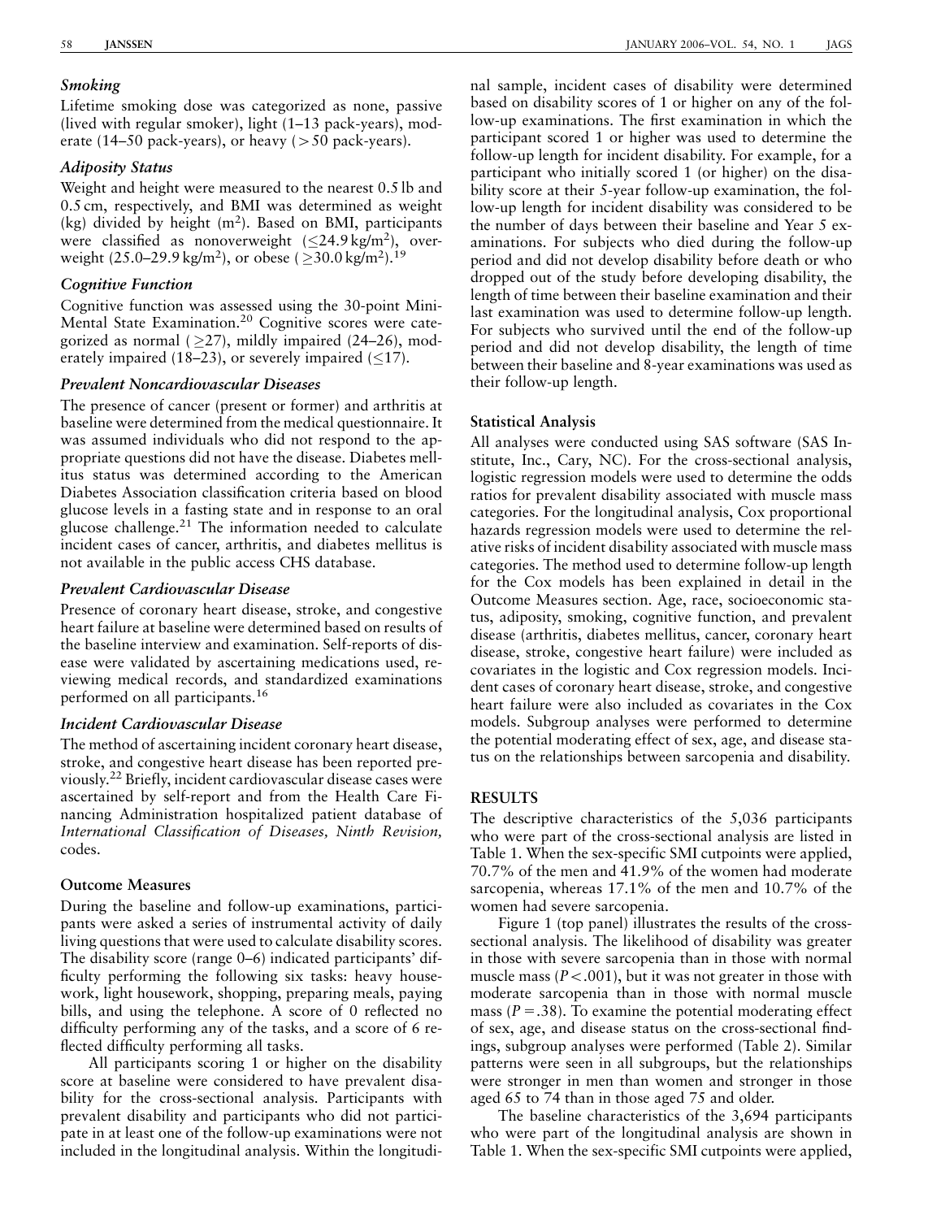### *Smoking*

Lifetime smoking dose was categorized as none, passive (lived with regular smoker), light (1–13 pack-years), moderate (14–50 pack-years), or heavy (>50 pack-years).

### *Adiposity Status*

Weight and height were measured to the nearest 0.5 lb and 0.5 cm, respectively, and BMI was determined as weight (kg) divided by height ($m^2$). Based on BMI, participants were classified as nonoverweight ($\leq$24.9 kg/$m^2$), overweight (25.0–29.9 kg/$m^2$), or obese ($\geq$30.0 kg/$m^2$).[19]

### *Cognitive Function*

Cognitive function was assessed using the 30-point Mini-Mental State Examination.[20] Cognitive scores were categorized as normal ($\geq$27), mildly impaired (24–26), moderately impaired (18–23), or severely impaired ($\leq$17).

### *Prevalent Noncardiovascular Diseases*

The presence of cancer (present or former) and arthritis at baseline were determined from the medical questionnaire. It was assumed individuals who did not respond to the appropriate questions did not have the disease. Diabetes mellitus status was determined according to the American Diabetes Association classification criteria based on blood glucose levels in a fasting state and in response to an oral glucose challenge.[21] The information needed to calculate incident cases of cancer, arthritis, and diabetes mellitus is not available in the public access CHS database.

### *Prevalent Cardiovascular Disease*

Presence of coronary heart disease, stroke, and congestive heart failure at baseline were determined based on results of the baseline interview and examination. Self-reports of disease were validated by ascertaining medications used, reviewing medical records, and standardized examinations performed on all participants.[16]

### *Incident Cardiovascular Disease*

The method of ascertaining incident coronary heart disease, stroke, and congestive heart disease has been reported previously.[22] Briefly, incident cardiovascular disease cases were ascertained by self-report and from the Health Care Financing Administration hospitalized patient database of *International Classification of Diseases, Ninth Revision,* codes.

## Outcome Measures

During the baseline and follow-up examinations, participants were asked a series of instrumental activity of daily living questions that were used to calculate disability scores. The disability score (range 0–6) indicated participants' difficulty performing the following six tasks: heavy housework, light housework, shopping, preparing meals, paying bills, and using the telephone. A score of 0 reflected no difficulty performing any of the tasks, and a score of 6 reflected difficulty performing all tasks.

All participants scoring 1 or higher on the disability score at baseline were considered to have prevalent disability for the cross-sectional analysis. Participants with prevalent disability and participants who did not participate in at least one of the follow-up examinations were not included in the longitudinal analysis. Within the longitudinal sample, incident cases of disability were determined based on disability scores of 1 or higher on any of the follow-up examinations. The first examination in which the participant scored 1 or higher was used to determine the follow-up length for incident disability. For example, for a participant who initially scored 1 (or higher) on the disability score at their 5-year follow-up examination, the follow-up length for incident disability was considered to be the number of days between their baseline and Year 5 examinations. For subjects who died during the follow-up period and did not develop disability before death or who dropped out of the study before developing disability, the length of time between their baseline examination and their last examination was used to determine follow-up length. For subjects who survived until the end of the follow-up period and did not develop disability, the length of time between their baseline and 8-year examinations was used as their follow-up length.

## Statistical Analysis

All analyses were conducted using SAS software (SAS Institute, Inc., Cary, NC). For the cross-sectional analysis, logistic regression models were used to determine the odds ratios for prevalent disability associated with muscle mass categories. For the longitudinal analysis, Cox proportional hazards regression models were used to determine the relative risks of incident disability associated with muscle mass categories. The method used to determine follow-up length for the Cox models has been explained in detail in the Outcome Measures section. Age, race, socioeconomic status, adiposity, smoking, cognitive function, and prevalent disease (arthritis, diabetes mellitus, cancer, coronary heart disease, stroke, congestive heart failure) were included as covariates in the logistic and Cox regression models. Incident cases of coronary heart disease, stroke, and congestive heart failure were also included as covariates in the Cox models. Subgroup analyses were performed to determine the potential moderating effect of sex, age, and disease status on the relationships between sarcopenia and disability.

# RESULTS

The descriptive characteristics of the 5,036 participants who were part of the cross-sectional analysis are listed in Table 1. When the sex-specific SMI cutpoints were applied, 70.7% of the men and 41.9% of the women had moderate sarcopenia, whereas 17.1% of the men and 10.7% of the women had severe sarcopenia.

Figure 1 (top panel) illustrates the results of the cross-sectional analysis. The likelihood of disability was greater in those with severe sarcopenia than in those with normal muscle mass ($P<.001$), but it was not greater in those with moderate sarcopenia than in those with normal muscle mass ($P=.38$). To examine the potential moderating effect of sex, age, and disease status on the cross-sectional findings, subgroup analyses were performed (Table 2). Similar patterns were seen in all subgroups, but the relationships were stronger in men than women and stronger in those aged 65 to 74 than in those aged 75 and older.

The baseline characteristics of the 3,694 participants who were part of the longitudinal analysis are shown in Table 1. When the sex-specific SMI cutpoints were applied,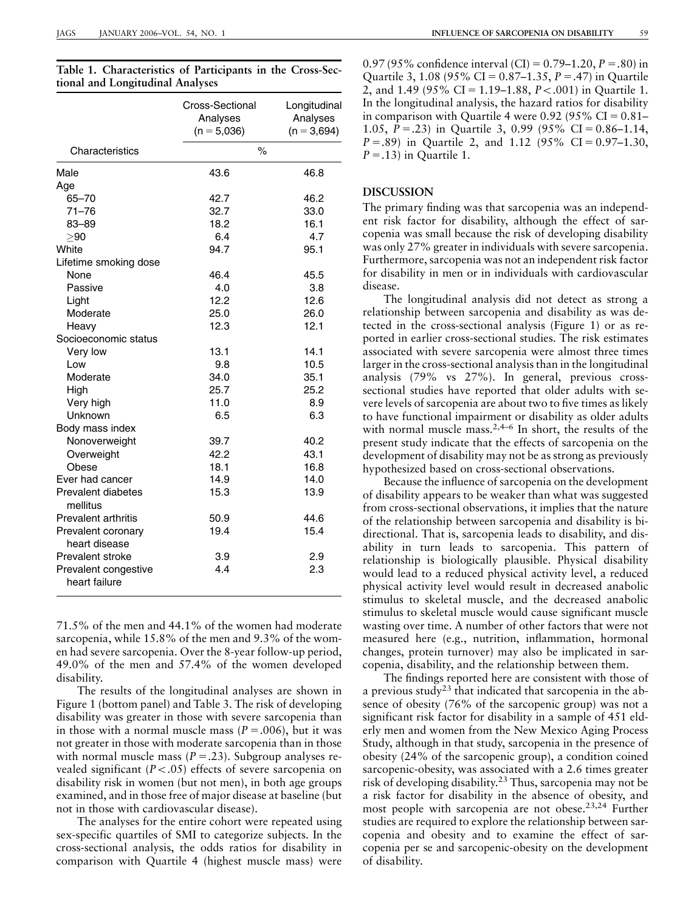**Table 1. Characteristics of Participants in the Cross-Sectional and Longitudinal Analyses**

| Characteristics | Cross-Sectional Analyses (n = 5,036) | Longitudinal Analyses (n = 3,694) |
|---|---|---|
| | % | |
| Male | 43.6 | 46.8 |
| Age | | |
| 65–70 | 42.7 | 46.2 |
| 71–76 | 32.7 | 33.0 |
| 83–89 | 18.2 | 16.1 |
| ≥90 | 6.4 | 4.7 |
| White | 94.7 | 95.1 |
| Lifetime smoking dose | | |
| None | 46.4 | 45.5 |
| Passive | 4.0 | 3.8 |
| Light | 12.2 | 12.6 |
| Moderate | 25.0 | 26.0 |
| Heavy | 12.3 | 12.1 |
| Socioeconomic status | | |
| Very low | 13.1 | 14.1 |
| Low | 9.8 | 10.5 |
| Moderate | 34.0 | 35.1 |
| High | 25.7 | 25.2 |
| Very high | 11.0 | 8.9 |
| Unknown | 6.5 | 6.3 |
| Body mass index | | |
| Nonoverweight | 39.7 | 40.2 |
| Overweight | 42.2 | 43.1 |
| Obese | 18.1 | 16.8 |
| Ever had cancer | 14.9 | 14.0 |
| Prevalent diabetes mellitus | 15.3 | 13.9 |
| Prevalent arthritis | 50.9 | 44.6 |
| Prevalent coronary heart disease | 19.4 | 15.4 |
| Prevalent stroke | 3.9 | 2.9 |
| Prevalent congestive heart failure | 4.4 | 2.3 |

71.5% of the men and 44.1% of the women had moderate sarcopenia, while 15.8% of the men and 9.3% of the women had severe sarcopenia. Over the 8-year follow-up period, 49.0% of the men and 57.4% of the women developed disability.

The results of the longitudinal analyses are shown in Figure 1 (bottom panel) and Table 3. The risk of developing disability was greater in those with severe sarcopenia than in those with a normal muscle mass ($P = .006$), but it was not greater in those with moderate sarcopenia than in those with normal muscle mass ($P = .23$). Subgroup analyses revealed significant ($P < .05$) effects of severe sarcopenia on disability risk in women (but not men), in both age groups examined, and in those free of major disease at baseline (but not in those with cardiovascular disease).

The analyses for the entire cohort were repeated using sex-specific quartiles of SMI to categorize subjects. In the cross-sectional analysis, the odds ratios for disability in comparison with Quartile 4 (highest muscle mass) were 0.97 (95% confidence interval (CI) = 0.79–1.20, $P = .80$) in Quartile 3, 1.08 (95% CI = 0.87–1.35, $P = .47$) in Quartile 2, and 1.49 (95% CI = 1.19–1.88, $P < .001$) in Quartile 1. In the longitudinal analysis, the hazard ratios for disability in comparison with Quartile 4 were 0.92 (95% CI = 0.81–1.05, $P = .23$) in Quartile 3, 0.99 (95% CI = 0.86–1.14, $P = .89$) in Quartile 2, and 1.12 (95% CI = 0.97–1.30, $P = .13$) in Quartile 1.

## DISCUSSION

The primary finding was that sarcopenia was an independent risk factor for disability, although the effect of sarcopenia was small because the risk of developing disability was only 27% greater in individuals with severe sarcopenia. Furthermore, sarcopenia was not an independent risk factor for disability in men or in individuals with cardiovascular disease.

The longitudinal analysis did not detect as strong a relationship between sarcopenia and disability as was detected in the cross-sectional analysis (Figure 1) or as reported in earlier cross-sectional studies. The risk estimates associated with severe sarcopenia were almost three times larger in the cross-sectional analysis than in the longitudinal analysis (79% vs 27%). In general, previous cross-sectional studies have reported that older adults with severe levels of sarcopenia are about two to five times as likely to have functional impairment or disability as older adults with normal muscle mass.[2,4–6] In short, the results of the present study indicate that the effects of sarcopenia on the development of disability may not be as strong as previously hypothesized based on cross-sectional observations.

Because the influence of sarcopenia on the development of disability appears to be weaker than what was suggested from cross-sectional observations, it implies that the nature of the relationship between sarcopenia and disability is bidirectional. That is, sarcopenia leads to disability, and disability in turn leads to sarcopenia. This pattern of relationship is biologically plausible. Physical disability would lead to a reduced physical activity level, a reduced physical activity level would result in decreased anabolic stimulus to skeletal muscle, and the decreased anabolic stimulus to skeletal muscle would cause significant muscle wasting over time. A number of other factors that were not measured here (e.g., nutrition, inflammation, hormonal changes, protein turnover) may also be implicated in sarcopenia, disability, and the relationship between them.

The findings reported here are consistent with those of a previous study[23] that indicated that sarcopenia in the absence of obesity (76% of the sarcopenic group) was not a significant risk factor for disability in a sample of 451 elderly men and women from the New Mexico Aging Process Study, although in that study, sarcopenia in the presence of obesity (24% of the sarcopenic group), a condition coined sarcopenic-obesity, was associated with a 2.6 times greater risk of developing disability.[23] Thus, sarcopenia may not be a risk factor for disability in the absence of obesity, and most people with sarcopenia are not obese.[23,24] Further studies are required to explore the relationship between sarcopenia and obesity and to examine the effect of sarcopenia per se and sarcopenic-obesity on the development of disability.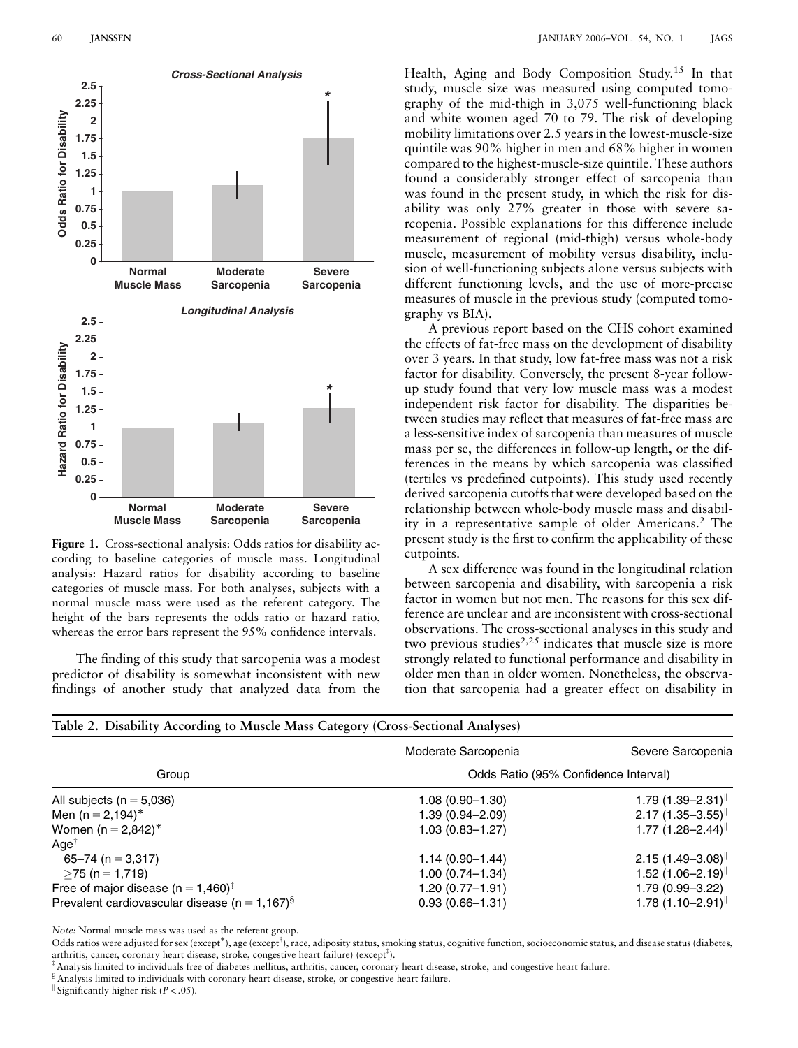**Figure 1.** Cross-sectional analysis: Odds ratios for disability according to baseline categories of muscle mass. Longitudinal analysis: Hazard ratios for disability according to baseline categories of muscle mass. For both analyses, subjects with a normal muscle mass were used as the referent category. The height of the bars represents the odds ratio or hazard ratio, whereas the error bars represent the 95% confidence intervals.

The finding of this study that sarcopenia was a modest predictor of disability is somewhat inconsistent with new findings of another study that analyzed data from the Health, Aging and Body Composition Study.[15] In that study, muscle size was measured using computed tomography of the mid-thigh in 3,075 well-functioning black and white women aged 70 to 79. The risk of developing mobility limitations over 2.5 years in the lowest-muscle-size quintile was 90% higher in men and 68% higher in women compared to the highest-muscle-size quintile. These authors found a considerably stronger effect of sarcopenia than was found in the present study, in which the risk for disability was only 27% greater in those with severe sarcopenia. Possible explanations for this difference include measurement of regional (mid-thigh) versus whole-body muscle, measurement of mobility versus disability, inclusion of well-functioning subjects alone versus subjects with different functioning levels, and the use of more-precise measures of muscle in the previous study (computed tomography vs BIA).

A previous report based on the CHS cohort examined the effects of fat-free mass on the development of disability over 3 years. In that study, low fat-free mass was not a risk factor for disability. Conversely, the present 8-year follow-up study found that very low muscle mass was a modest independent risk factor for disability. The disparities between studies may reflect that measures of fat-free mass are a less-sensitive index of sarcopenia than measures of muscle mass per se, the differences in follow-up length, or the differences in the means by which sarcopenia was classified (tertiles vs predefined cutpoints). This study used recently derived sarcopenia cutoffs that were developed based on the relationship between whole-body muscle mass and disability in a representative sample of older Americans.[2] The present study is the first to confirm the applicability of these cutpoints.

A sex difference was found in the longitudinal relation between sarcopenia and disability, with sarcopenia a risk factor in women but not men. The reasons for this sex difference are unclear and are inconsistent with cross-sectional observations. The cross-sectional analyses in this study and two previous studies[2,25] indicates that muscle size is more strongly related to functional performance and disability in older men than in older women. Nonetheless, the observation that sarcopenia had a greater effect on disability in

**Table 2. Disability According to Muscle Mass Category (Cross-Sectional Analyses)**

| Group | Moderate Sarcopenia | Severe Sarcopenia |
|---|---|---|
| | Odds Ratio (95% Confidence Interval) | |
| All subjects (n = 5,036) | 1.08 (0.90–1.30) | 1.79 (1.39–2.31)‖ |
| Men (n = 2,194)* | 1.39 (0.94–2.09) | 2.17 (1.35–3.55)‖ |
| Women (n = 2,842)* | 1.03 (0.83–1.27) | 1.77 (1.28–2.44)‖ |
| Age† | | |
| 65–74 (n = 3,317) | 1.14 (0.90–1.44) | 2.15 (1.49–3.08)‖ |
| ≥75 (n = 1,719) | 1.00 (0.74–1.34) | 1.52 (1.06–2.19)‖ |
| Free of major disease (n = 1,460)‡ | 1.20 (0.77–1.91) | 1.79 (0.99–3.22) |
| Prevalent cardiovascular disease (n = 1,167)§ | 0.93 (0.66–1.31) | 1.78 (1.10–2.91)‖ |

*Note:* Normal muscle mass was used as the referent group.

Odds ratios were adjusted for sex (except*), age (except†), race, adiposity status, smoking status, cognitive function, socioeconomic status, and disease status (diabetes, arthritis, cancer, coronary heart disease, stroke, congestive heart failure) (except‡).

‡ Analysis limited to individuals free of diabetes mellitus, arthritis, cancer, coronary heart disease, stroke, and congestive heart failure.

§ Analysis limited to individuals with coronary heart disease, stroke, or congestive heart failure.

‖ Significantly higher risk ($P < .05$).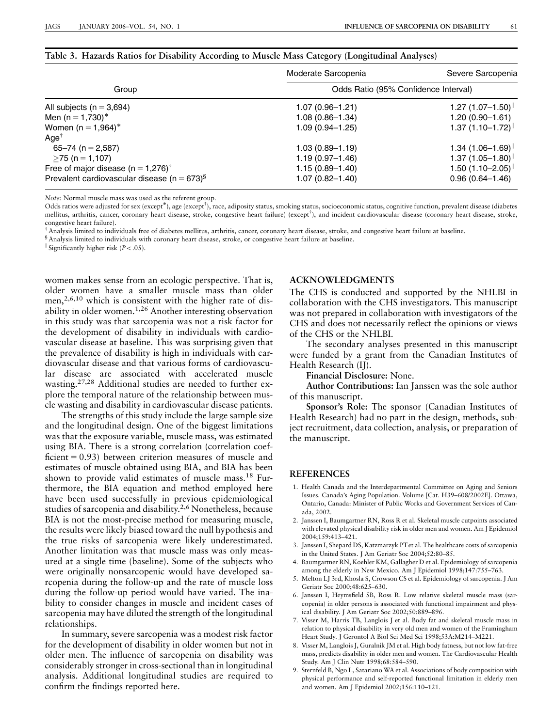**Table 3. Hazards Ratios for Disability According to Muscle Mass Category (Longitudinal Analyses)**

| Group | Moderate Sarcopenia | Severe Sarcopenia |
|---|---|---|
| | Odds Ratio (95% Confidence Interval) | |
| All subjects (n = 3,694) | 1.07 (0.96–1.21) | 1.27 (1.07–1.50)[‖] |
| Men (n = 1,730)* | 1.08 (0.86–1.34) | 1.20 (0.90–1.61) |
| Women (n = 1,964)* | 1.09 (0.94–1.25) | 1.37 (1.10–1.72)[‖] |
| Age[†] | | |
| 65–74 (n = 2,587) | 1.03 (0.89–1.19) | 1.34 (1.06–1.69)[‖] |
| ≥75 (n = 1,107) | 1.19 (0.97–1.46) | 1.37 (1.05–1.80)[‖] |
| Free of major disease (n = 1,276)[†] | 1.15 (0.89–1.40) | 1.50 (1.10–2.05)[‖] |
| Prevalent cardiovascular disease (n = 673)[§] | 1.07 (0.82–1.40) | 0.96 (0.64–1.46) |

*Note:* Normal muscle mass was used as the referent group.

Odds ratios were adjusted for sex (except*), age (except[†]), race, adiposity status, smoking status, socioeconomic status, cognitive function, prevalent disease (diabetes mellitus, arthritis, cancer, coronary heart disease, stroke, congestive heart failure) (except[†]), and incident cardiovascular disease (coronary heart disease, stroke, congestive heart failure).

[†] Analysis limited to individuals free of diabetes mellitus, arthritis, cancer, coronary heart disease, stroke, and congestive heart failure at baseline.

[§] Analysis limited to individuals with coronary heart disease, stroke, or congestive heart failure at baseline.

[‖] Significantly higher risk ($P < .05$).

women makes sense from an ecologic perspective. That is, older women have a smaller muscle mass than older men,[2,6,10] which is consistent with the higher rate of disability in older women.[1,26] Another interesting observation in this study was that sarcopenia was not a risk factor for the development of disability in individuals with cardiovascular disease at baseline. This was surprising given that the prevalence of disability is high in individuals with cardiovascular disease and that various forms of cardiovascular disease are associated with accelerated muscle wasting.[27,28] Additional studies are needed to further explore the temporal nature of the relationship between muscle wasting and disability in cardiovascular disease patients.

The strengths of this study include the large sample size and the longitudinal design. One of the biggest limitations was that the exposure variable, muscle mass, was estimated using BIA. There is a strong correlation (correlation coefficient = 0.93) between criterion measures of muscle and estimates of muscle obtained using BIA, and BIA has been shown to provide valid estimates of muscle mass.[18] Furthermore, the BIA equation and method employed here have been used successfully in previous epidemiological studies of sarcopenia and disability.[2,6] Nonetheless, because BIA is not the most-precise method for measuring muscle, the results were likely biased toward the null hypothesis and the true risks of sarcopenia were likely underestimated. Another limitation was that muscle mass was only measured at a single time (baseline). Some of the subjects who were originally nonsarcopenic would have developed sarcopenia during the follow-up and the rate of muscle loss during the follow-up period would have varied. The inability to consider changes in muscle and incident cases of sarcopenia may have diluted the strength of the longitudinal relationships.

In summary, severe sarcopenia was a modest risk factor for the development of disability in older women but not in older men. The influence of sarcopenia on disability was considerably stronger in cross-sectional than in longitudinal analysis. Additional longitudinal studies are required to confirm the findings reported here.

## ACKNOWLEDGMENTS

The CHS is conducted and supported by the NHLBI in collaboration with the CHS investigators. This manuscript was not prepared in collaboration with investigators of the CHS and does not necessarily reflect the opinions or views of the CHS or the NHLBI.

The secondary analyses presented in this manuscript were funded by a grant from the Canadian Institutes of Health Research (IJ).

**Financial Disclosure:** None.

**Author Contributions:** Ian Janssen was the sole author of this manuscript.

**Sponsor's Role:** The sponsor (Canadian Institutes of Health Research) had no part in the design, methods, subject recruitment, data collection, analysis, or preparation of the manuscript.

## REFERENCES

1. Health Canada and the Interdepartmental Committee on Aging and Seniors Issues. Canada's Aging Population. Volume [Cat. H39–608/2002E]. Ottawa, Ontario, Canada: Minister of Public Works and Government Services of Canada, 2002.
2. Janssen I, Baumgartner RN, Ross R et al. Skeletal muscle cutpoints associated with elevated physical disability risk in older men and women. Am J Epidemiol 2004;159:413–421.
3. Janssen I, Shepard DS, Katzmarzyk PT et al. The healthcare costs of sarcopenia in the United States. J Am Geriatr Soc 2004;52:80–85.
4. Baumgartner RN, Koehler KM, Gallagher D et al. Epidemiology of sarcopenia among the elderly in New Mexico. Am J Epidemiol 1998;147:755–763.
5. Melton LJ 3rd, Khosla S, Crowson CS et al. Epidemiology of sarcopenia. J Am Geriatr Soc 2000;48:625–630.
6. Janssen I, Heymsfield SB, Ross R. Low relative skeletal muscle mass (sarcopenia) in older persons is associated with functional impairment and physical disability. J Am Geriatr Soc 2002;50:889–896.
7. Visser M, Harris TB, Langlois J et al. Body fat and skeletal muscle mass in relation to physical disability in very old men and women of the Framingham Heart Study. J Gerontol A Biol Sci Med Sci 1998;53A:M214–M221.
8. Visser M, Langlois J, Guralnik JM et al. High body fatness, but not low fat-free mass, predicts disability in older men and women. The Cardiovascular Health Study. Am J Clin Nutr 1998;68:584–590.
9. Sternfeld B, Ngo L, Satariano WA et al. Associations of body composition with physical performance and self-reported functional limitation in elderly men and women. Am J Epidemiol 2002;156:110–121.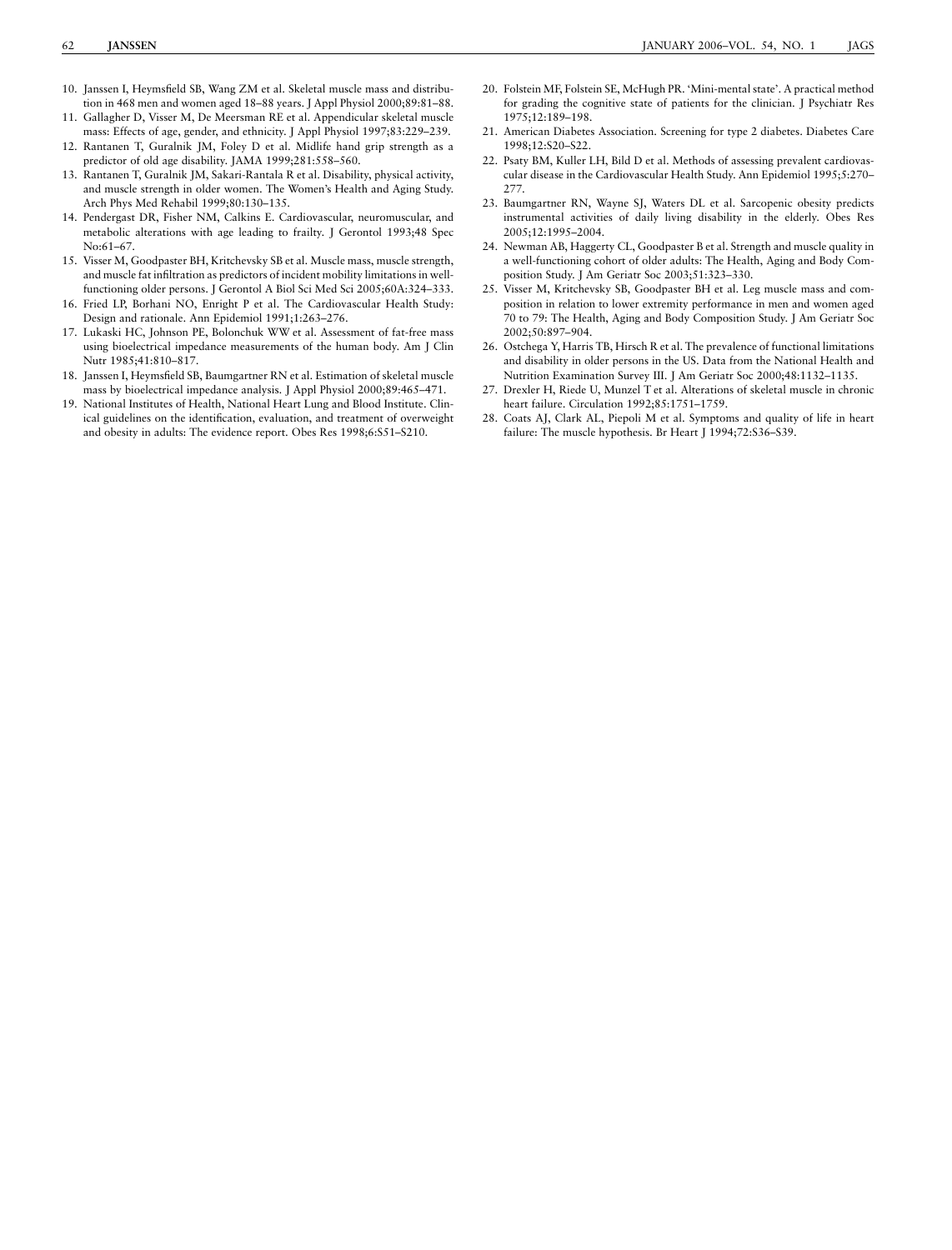10. Janssen I, Heymsfield SB, Wang ZM et al. Skeletal muscle mass and distribution in 468 men and women aged 18–88 years. J Appl Physiol 2000;89:81–88.
11. Gallagher D, Visser M, De Meersman RE et al. Appendicular skeletal muscle mass: Effects of age, gender, and ethnicity. J Appl Physiol 1997;83:229–239.
12. Rantanen T, Guralnik JM, Foley D et al. Midlife hand grip strength as a predictor of old age disability. JAMA 1999;281:558–560.
13. Rantanen T, Guralnik JM, Sakari-Rantala R et al. Disability, physical activity, and muscle strength in older women. The Women's Health and Aging Study. Arch Phys Med Rehabil 1999;80:130–135.
14. Pendergast DR, Fisher NM, Calkins E. Cardiovascular, neuromuscular, and metabolic alterations with age leading to frailty. J Gerontol 1993;48 Spec No:61–67.
15. Visser M, Goodpaster BH, Kritchevsky SB et al. Muscle mass, muscle strength, and muscle fat infiltration as predictors of incident mobility limitations in well-functioning older persons. J Gerontol A Biol Sci Med Sci 2005;60A:324–333.
16. Fried LP, Borhani NO, Enright P et al. The Cardiovascular Health Study: Design and rationale. Ann Epidemiol 1991;1:263–276.
17. Lukaski HC, Johnson PE, Bolonchuk WW et al. Assessment of fat-free mass using bioelectrical impedance measurements of the human body. Am J Clin Nutr 1985;41:810–817.
18. Janssen I, Heymsfield SB, Baumgartner RN et al. Estimation of skeletal muscle mass by bioelectrical impedance analysis. J Appl Physiol 2000;89:465–471.
19. National Institutes of Health, National Heart Lung and Blood Institute. Clinical guidelines on the identification, evaluation, and treatment of overweight and obesity in adults: The evidence report. Obes Res 1998;6:S51–S210.
20. Folstein MF, Folstein SE, McHugh PR. 'Mini-mental state'. A practical method for grading the cognitive state of patients for the clinician. J Psychiatr Res 1975;12:189–198.
21. American Diabetes Association. Screening for type 2 diabetes. Diabetes Care 1998;12:S20–S22.
22. Psaty BM, Kuller LH, Bild D et al. Methods of assessing prevalent cardiovascular disease in the Cardiovascular Health Study. Ann Epidemiol 1995;5:270–277.
23. Baumgartner RN, Wayne SJ, Waters DL et al. Sarcopenic obesity predicts instrumental activities of daily living disability in the elderly. Obes Res 2005;12:1995–2004.
24. Newman AB, Haggerty CL, Goodpaster B et al. Strength and muscle quality in a well-functioning cohort of older adults: The Health, Aging and Body Composition Study. J Am Geriatr Soc 2003;51:323–330.
25. Visser M, Kritchevsky SB, Goodpaster BH et al. Leg muscle mass and composition in relation to lower extremity performance in men and women aged 70 to 79: The Health, Aging and Body Composition Study. J Am Geriatr Soc 2002;50:897–904.
26. Ostchega Y, Harris TB, Hirsch R et al. The prevalence of functional limitations and disability in older persons in the US. Data from the National Health and Nutrition Examination Survey III. J Am Geriatr Soc 2000;48:1132–1135.
27. Drexler H, Riede U, Munzel T et al. Alterations of skeletal muscle in chronic heart failure. Circulation 1992;85:1751–1759.
28. Coats AJ, Clark AL, Piepoli M et al. Symptoms and quality of life in heart failure: The muscle hypothesis. Br Heart J 1994;72:S36–S39.